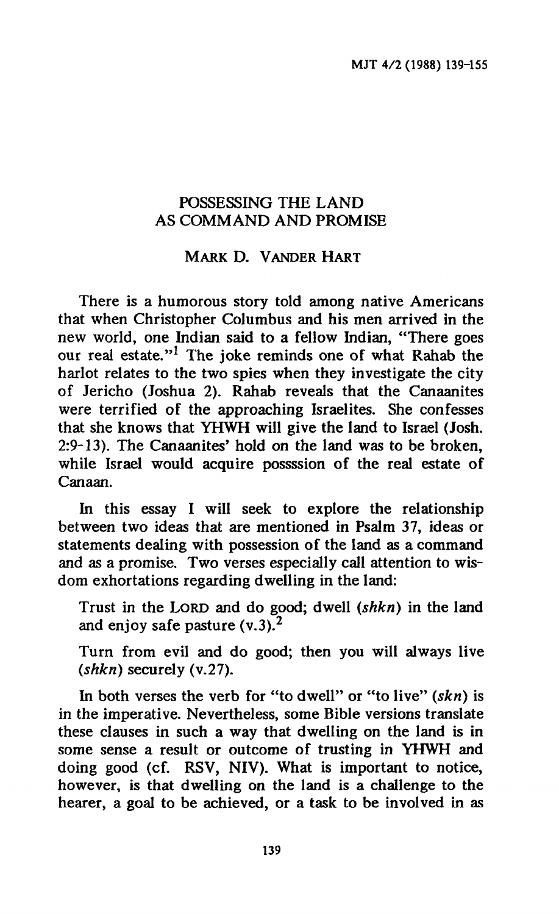# POSSESSING THE LAND AS COMMAND AND PROMISE

MARK D. VANDER HART

There is a humorous story told among native Americans that when Christopher Columbus and his men arrived in the new world, one Indian said to a fellow Indian, "There goes our real estate."[1] The joke reminds one of what Rahab the harlot relates to the two spies when they investigate the city of Jericho (Joshua 2). Rahab reveals that the Canaanites were terrified of the approaching Israelites. She confesses that she knows that YHWH will give the land to Israel (Josh. 2:9-13). The Canaanites' hold on the land was to be broken, while Israel would acquire possssion of the real estate of Canaan.

In this essay I will seek to explore the relationship between two ideas that are mentioned in Psalm 37, ideas or statements dealing with possession of the land as a command and as a promise. Two verses especially call attention to wisdom exhortations regarding dwelling in the land:

> Trust in the LORD and do good; dwell (*shkn*) in the land and enjoy safe pasture (v.3).[2]

> Turn from evil and do good; then you will always live (*shkn*) securely (v.27).

In both verses the verb for "to dwell" or "to live" (*skn*) is in the imperative. Nevertheless, some Bible versions translate these clauses in such a way that dwelling on the land is in some sense a result or outcome of trusting in YHWH and doing good (cf. RSV, NIV). What is important to notice, however, is that dwelling on the land is a challenge to the hearer, a goal to be achieved, or a task to be involved in as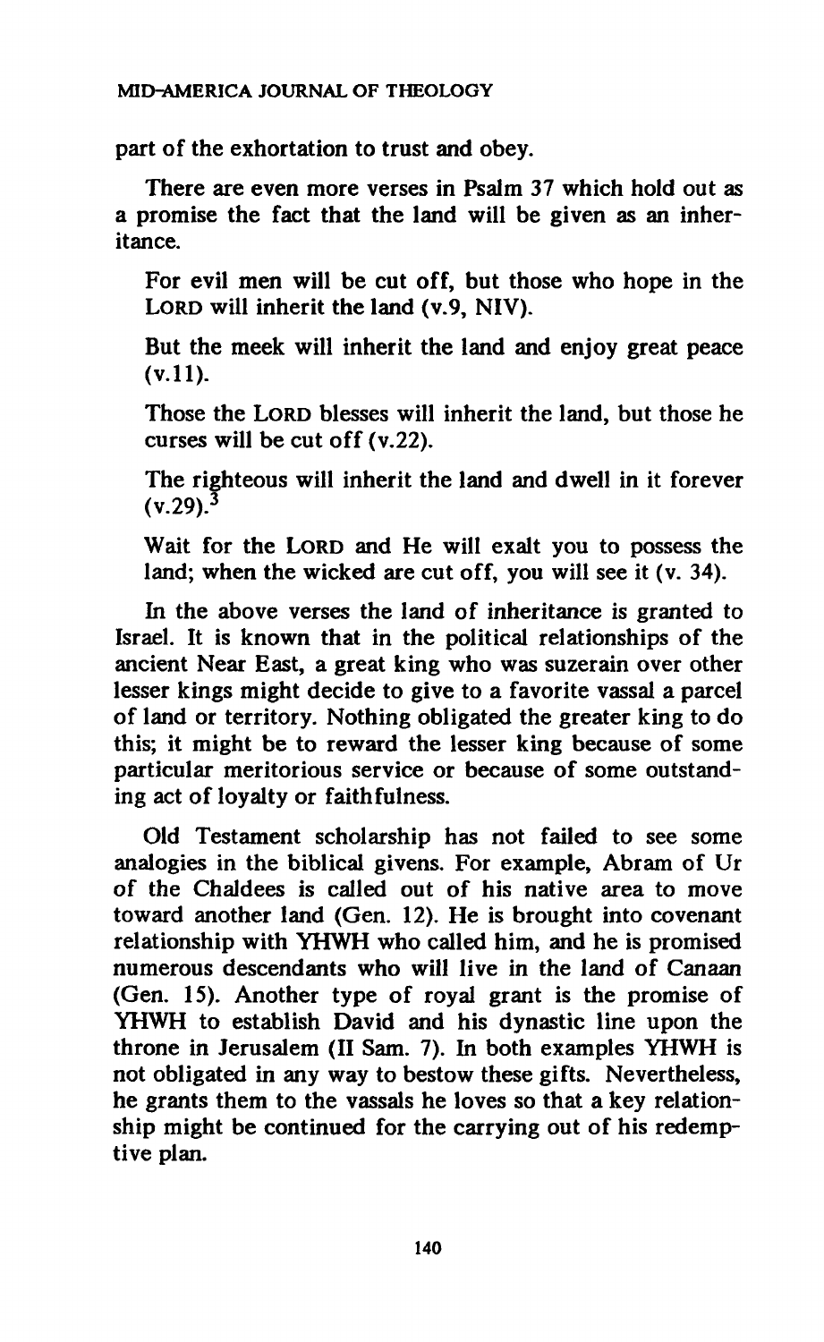part of the exhortation to trust and obey.

There are even more verses in Psalm 37 which hold out as a promise the fact that the land will be given as an inheritance.

> For evil men will be cut off, but those who hope in the LORD will inherit the land (v.9, NIV).
>
> But the meek will inherit the land and enjoy great peace (v.11).
>
> Those the LORD blesses will inherit the land, but those he curses will be cut off (v.22).
>
> The righteous will inherit the land and dwell in it forever (v.29).[3]
>
> Wait for the LORD and He will exalt you to possess the land; when the wicked are cut off, you will see it (v. 34).

In the above verses the land of inheritance is granted to Israel. It is known that in the political relationships of the ancient Near East, a great king who was suzerain over other lesser kings might decide to give to a favorite vassal a parcel of land or territory. Nothing obligated the greater king to do this; it might be to reward the lesser king because of some particular meritorious service or because of some outstanding act of loyalty or faithfulness.

Old Testament scholarship has not failed to see some analogies in the biblical givens. For example, Abram of Ur of the Chaldees is called out of his native area to move toward another land (Gen. 12). He is brought into covenant relationship with YHWH who called him, and he is promised numerous descendants who will live in the land of Canaan (Gen. 15). Another type of royal grant is the promise of YHWH to establish David and his dynastic line upon the throne in Jerusalem (II Sam. 7). In both examples YHWH is not obligated in any way to bestow these gifts. Nevertheless, he grants them to the vassals he loves so that a key relationship might be continued for the carrying out of his redemptive plan.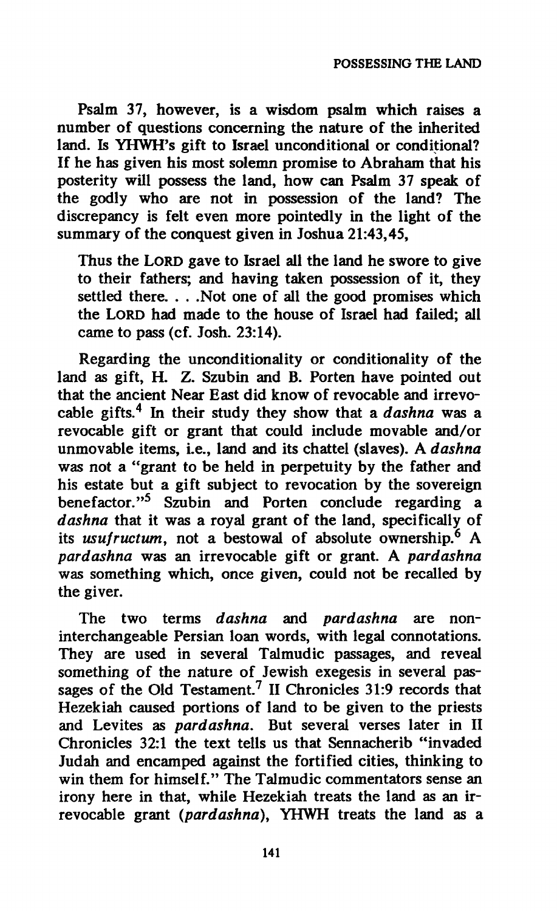Psalm 37, however, is a wisdom psalm which raises a number of questions concerning the nature of the inherited land. Is YHWH's gift to Israel unconditional or conditional? If he has given his most solemn promise to Abraham that his posterity will possess the land, how can Psalm 37 speak of the godly who are not in possession of the land? The discrepancy is felt even more pointedly in the light of the summary of the conquest given in Joshua 21:43,45,

> Thus the LORD gave to Israel all the land he swore to give to their fathers; and having taken possession of it, they settled there. . . .Not one of all the good promises which the LORD had made to the house of Israel had failed; all came to pass (cf. Josh. 23:14).

Regarding the unconditionality or conditionality of the land as gift, H. Z. Szubin and B. Porten have pointed out that the ancient Near East did know of revocable and irrevocable gifts.[4] In their study they show that a *dashna* was a revocable gift or grant that could include movable and/or unmovable items, i.e., land and its chattel (slaves). A *dashna* was not a "grant to be held in perpetuity by the father and his estate but a gift subject to revocation by the sovereign benefactor."[5] Szubin and Porten conclude regarding a *dashna* that it was a royal grant of the land, specifically of its *usufructum*, not a bestowal of absolute ownership.[6] A *pardashna* was an irrevocable gift or grant. A *pardashna* was something which, once given, could not be recalled by the giver.

The two terms *dashna* and *pardashna* are non-interchangeable Persian loan words, with legal connotations. They are used in several Talmudic passages, and reveal something of the nature of Jewish exegesis in several passages of the Old Testament.[7] II Chronicles 31:9 records that Hezekiah caused portions of land to be given to the priests and Levites as *pardashna*. But several verses later in II Chronicles 32:1 the text tells us that Sennacherib "invaded Judah and encamped against the fortified cities, thinking to win them for himself." The Talmudic commentators sense an irony here in that, while Hezekiah treats the land as an irrevocable grant (*pardashna*), YHWH treats the land as a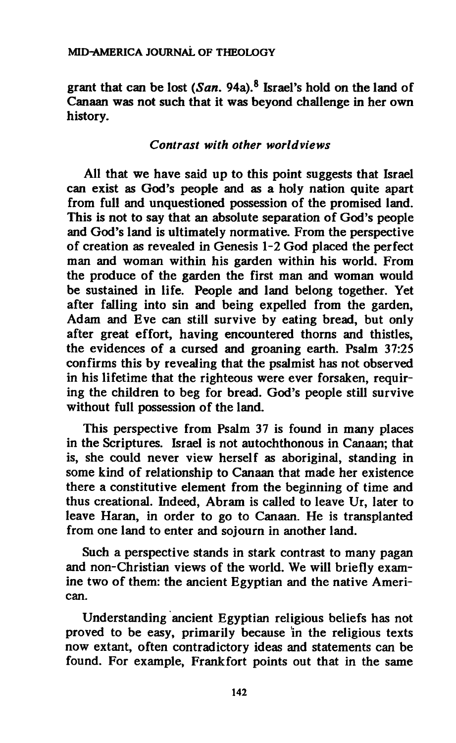grant that can be lost (*San.* 94a).[8] Israel's hold on the land of Canaan was not such that it was beyond challenge in her own history.

### *Contrast with other worldviews*

All that we have said up to this point suggests that Israel can exist as God's people and as a holy nation quite apart from full and unquestioned possession of the promised land. This is not to say that an absolute separation of God's people and God's land is ultimately normative. From the perspective of creation as revealed in Genesis 1-2 God placed the perfect man and woman within his garden within his world. From the produce of the garden the first man and woman would be sustained in life. People and land belong together. Yet after falling into sin and being expelled from the garden, Adam and Eve can still survive by eating bread, but only after great effort, having encountered thorns and thistles, the evidences of a cursed and groaning earth. Psalm 37:25 confirms this by revealing that the psalmist has not observed in his lifetime that the righteous were ever forsaken, requiring the children to beg for bread. God's people still survive without full possession of the land.

This perspective from Psalm 37 is found in many places in the Scriptures. Israel is not autochthonous in Canaan; that is, she could never view herself as aboriginal, standing in some kind of relationship to Canaan that made her existence there a constitutive element from the beginning of time and thus creational. Indeed, Abram is called to leave Ur, later to leave Haran, in order to go to Canaan. He is transplanted from one land to enter and sojourn in another land.

Such a perspective stands in stark contrast to many pagan and non-Christian views of the world. We will briefly examine two of them: the ancient Egyptian and the native American.

Understanding ancient Egyptian religious beliefs has not proved to be easy, primarily because in the religious texts now extant, often contradictory ideas and statements can be found. For example, Frankfort points out that in the same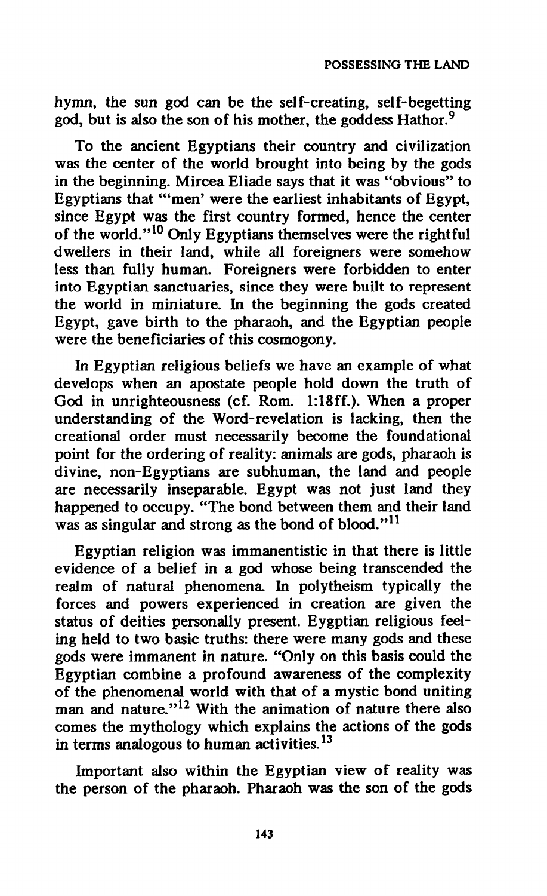hymn, the sun god can be the self-creating, self-begetting god, but is also the son of his mother, the goddess Hathor.[9]

To the ancient Egyptians their country and civilization was the center of the world brought into being by the gods in the beginning. Mircea Eliade says that it was "obvious" to Egyptians that "'men' were the earliest inhabitants of Egypt, since Egypt was the first country formed, hence the center of the world."[10] Only Egyptians themselves were the rightful dwellers in their land, while all foreigners were somehow less than fully human. Foreigners were forbidden to enter into Egyptian sanctuaries, since they were built to represent the world in miniature. In the beginning the gods created Egypt, gave birth to the pharaoh, and the Egyptian people were the beneficiaries of this cosmogony.

In Egyptian religious beliefs we have an example of what develops when an apostate people hold down the truth of God in unrighteousness (cf. Rom. 1:18ff.). When a proper understanding of the Word-revelation is lacking, then the creational order must necessarily become the foundational point for the ordering of reality: animals are gods, pharaoh is divine, non-Egyptians are subhuman, the land and people are necessarily inseparable. Egypt was not just land they happened to occupy. "The bond between them and their land was as singular and strong as the bond of blood."[11]

Egyptian religion was immanentistic in that there is little evidence of a belief in a god whose being transcended the realm of natural phenomena. In polytheism typically the forces and powers experienced in creation are given the status of deities personally present. Eygptian religious feeling held to two basic truths: there were many gods and these gods were immanent in nature. "Only on this basis could the Egyptian combine a profound awareness of the complexity of the phenomenal world with that of a mystic bond uniting man and nature."[12] With the animation of nature there also comes the mythology which explains the actions of the gods in terms analogous to human activities.[13]

Important also within the Egyptian view of reality was the person of the pharaoh. Pharaoh was the son of the gods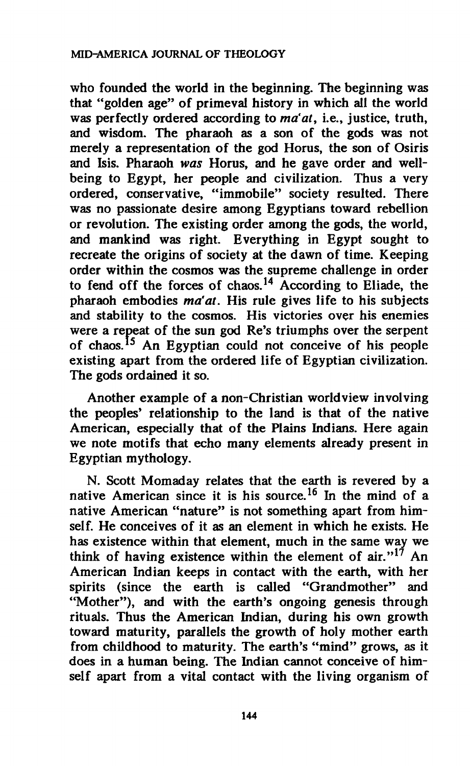who founded the world in the beginning. The beginning was that "golden age" of primeval history in which all the world was perfectly ordered according to *ma'at*, i.e., justice, truth, and wisdom. The pharaoh as a son of the gods was not merely a representation of the god Horus, the son of Osiris and Isis. Pharaoh *was* Horus, and he gave order and well-being to Egypt, her people and civilization. Thus a very ordered, conservative, "immobile" society resulted. There was no passionate desire among Egyptians toward rebellion or revolution. The existing order among the gods, the world, and mankind was right. Everything in Egypt sought to recreate the origins of society at the dawn of time. Keeping order within the cosmos was the supreme challenge in order to fend off the forces of chaos.[14] According to Eliade, the pharaoh embodies *ma'at*. His rule gives life to his subjects and stability to the cosmos. His victories over his enemies were a repeat of the sun god Re's triumphs over the serpent of chaos.[15] An Egyptian could not conceive of his people existing apart from the ordered life of Egyptian civilization. The gods ordained it so.

Another example of a non-Christian worldview involving the peoples' relationship to the land is that of the native American, especially that of the Plains Indians. Here again we note motifs that echo many elements already present in Egyptian mythology.

N. Scott Momaday relates that the earth is revered by a native American since it is his source.[16] In the mind of a native American "nature" is not something apart from himself. He conceives of it as an element in which he exists. He has existence within that element, much in the same way we think of having existence within the element of air."[17] An American Indian keeps in contact with the earth, with her spirits (since the earth is called "Grandmother" and "Mother"), and with the earth's ongoing genesis through rituals. Thus the American Indian, during his own growth toward maturity, parallels the growth of holy mother earth from childhood to maturity. The earth's "mind" grows, as it does in a human being. The Indian cannot conceive of himself apart from a vital contact with the living organism of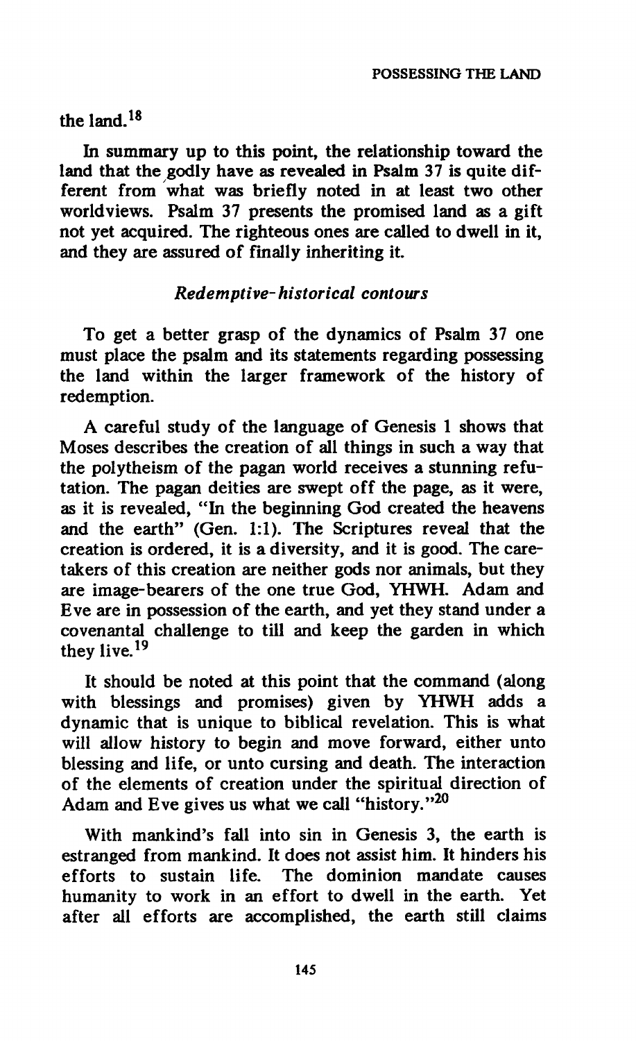the land.[18]

In summary up to this point, the relationship toward the land that the godly have as revealed in Psalm 37 is quite different from what was briefly noted in at least two other worldviews. Psalm 37 presents the promised land as a gift not yet acquired. The righteous ones are called to dwell in it, and they are assured of finally inheriting it.

### *Redemptive-historical contours*

To get a better grasp of the dynamics of Psalm 37 one must place the psalm and its statements regarding possessing the land within the larger framework of the history of redemption.

A careful study of the language of Genesis 1 shows that Moses describes the creation of all things in such a way that the polytheism of the pagan world receives a stunning refutation. The pagan deities are swept off the page, as it were, as it is revealed, "In the beginning God created the heavens and the earth" (Gen. 1:1). The Scriptures reveal that the creation is ordered, it is a diversity, and it is good. The caretakers of this creation are neither gods nor animals, but they are image-bearers of the one true God, YHWH. Adam and Eve are in possession of the earth, and yet they stand under a covenantal challenge to till and keep the garden in which they live.[19]

It should be noted at this point that the command (along with blessings and promises) given by YHWH adds a dynamic that is unique to biblical revelation. This is what will allow history to begin and move forward, either unto blessing and life, or unto cursing and death. The interaction of the elements of creation under the spiritual direction of Adam and Eve gives us what we call "history."[20]

With mankind's fall into sin in Genesis 3, the earth is estranged from mankind. It does not assist him. It hinders his efforts to sustain life. The dominion mandate causes humanity to work in an effort to dwell in the earth. Yet after all efforts are accomplished, the earth still claims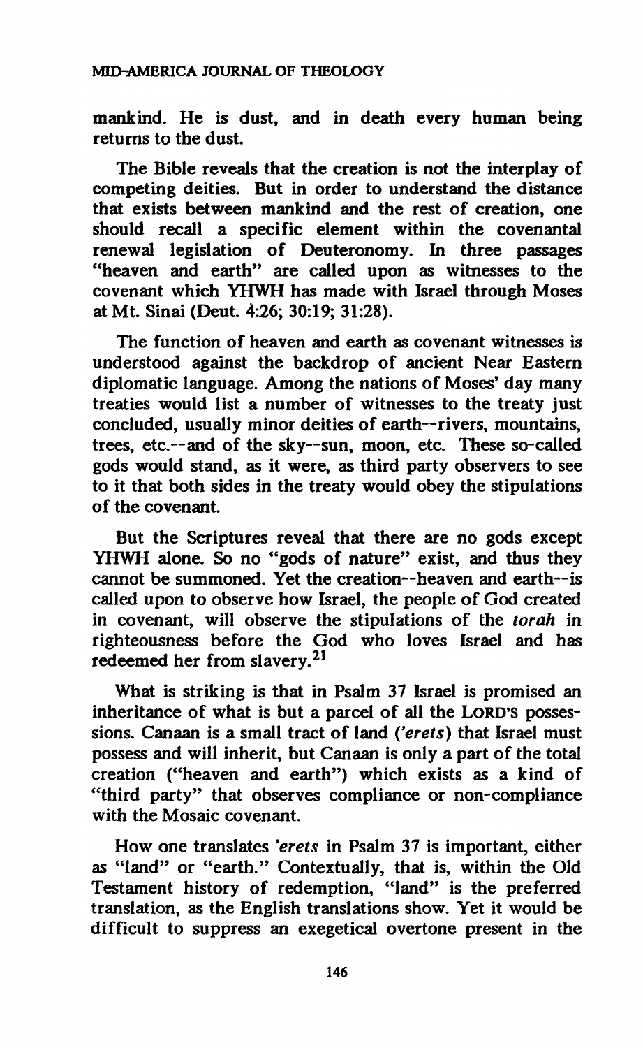mankind. He is dust, and in death every human being returns to the dust.

The Bible reveals that the creation is not the interplay of competing deities. But in order to understand the distance that exists between mankind and the rest of creation, one should recall a specific element within the covenantal renewal legislation of Deuteronomy. In three passages "heaven and earth" are called upon as witnesses to the covenant which YHWH has made with Israel through Moses at Mt. Sinai (Deut. 4:26; 30:19; 31:28).

The function of heaven and earth as covenant witnesses is understood against the backdrop of ancient Near Eastern diplomatic language. Among the nations of Moses' day many treaties would list a number of witnesses to the treaty just concluded, usually minor deities of earth--rivers, mountains, trees, etc.--and of the sky--sun, moon, etc. These so-called gods would stand, as it were, as third party observers to see to it that both sides in the treaty would obey the stipulations of the covenant.

But the Scriptures reveal that there are no gods except YHWH alone. So no "gods of nature" exist, and thus they cannot be summoned. Yet the creation--heaven and earth--is called upon to observe how Israel, the people of God created in covenant, will observe the stipulations of the *torah* in righteousness before the God who loves Israel and has redeemed her from slavery.[21]

What is striking is that in Psalm 37 Israel is promised an inheritance of what is but a parcel of all the LORD'S possessions. Canaan is a small tract of land (*'erets*) that Israel must possess and will inherit, but Canaan is only a part of the total creation ("heaven and earth") which exists as a kind of "third party" that observes compliance or non-compliance with the Mosaic covenant.

How one translates *'erets* in Psalm 37 is important, either as "land" or "earth." Contextually, that is, within the Old Testament history of redemption, "land" is the preferred translation, as the English translations show. Yet it would be difficult to suppress an exegetical overtone present in the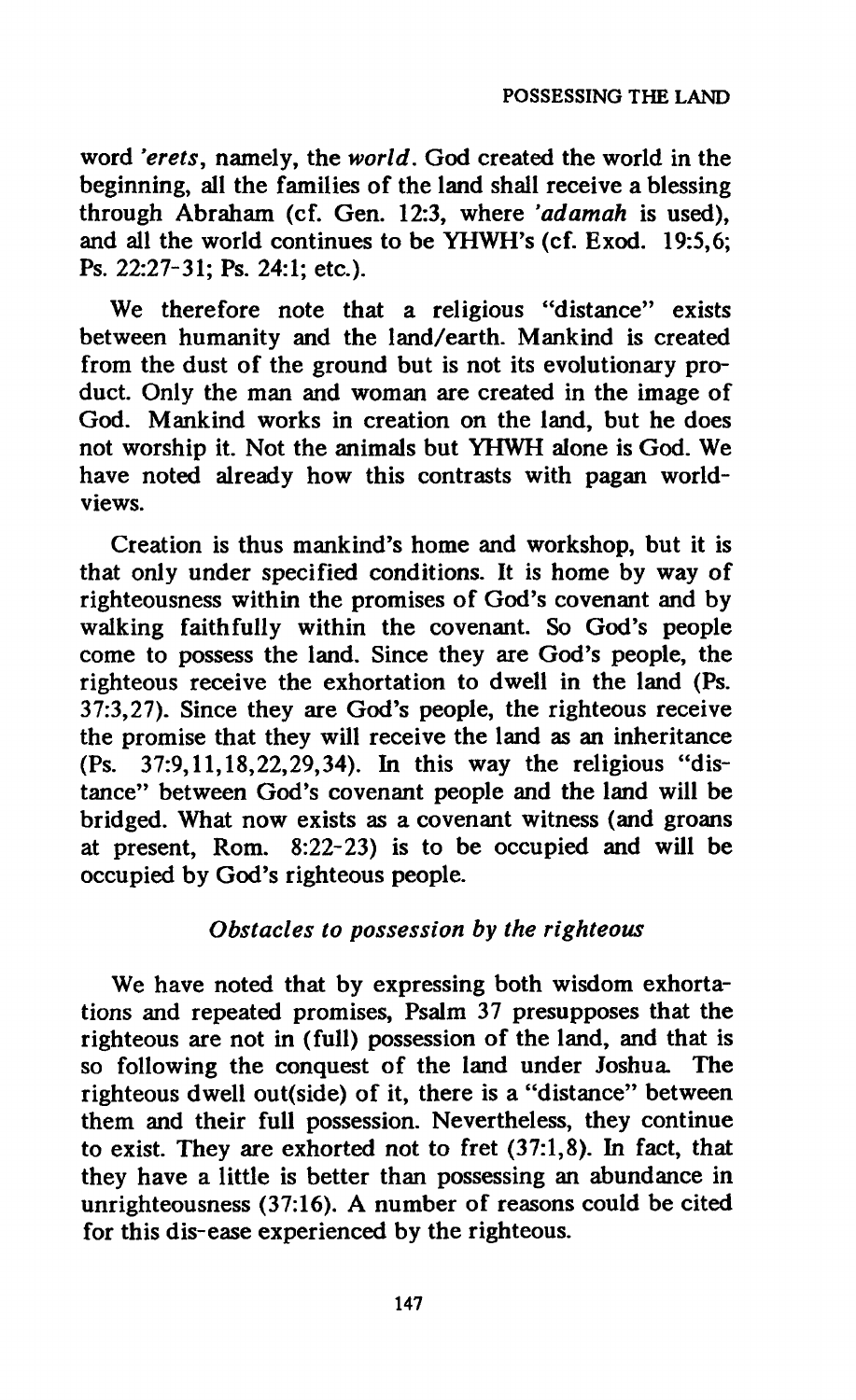word *'erets*, namely, the *world*. God created the world in the beginning, all the families of the land shall receive a blessing through Abraham (cf. Gen. 12:3, where *'adamah* is used), and all the world continues to be YHWH's (cf. Exod. 19:5,6; Ps. 22:27-31; Ps. 24:1; etc.).

We therefore note that a religious "distance" exists between humanity and the land/earth. Mankind is created from the dust of the ground but is not its evolutionary product. Only the man and woman are created in the image of God. Mankind works in creation on the land, but he does not worship it. Not the animals but YHWH alone is God. We have noted already how this contrasts with pagan worldviews.

Creation is thus mankind's home and workshop, but it is that only under specified conditions. It is home by way of righteousness within the promises of God's covenant and by walking faithfully within the covenant. So God's people come to possess the land. Since they are God's people, the righteous receive the exhortation to dwell in the land (Ps. 37:3,27). Since they are God's people, the righteous receive the promise that they will receive the land as an inheritance (Ps. 37:9,11,18,22,29,34). In this way the religious "distance" between God's covenant people and the land will be bridged. What now exists as a covenant witness (and groans at present, Rom. 8:22-23) is to be occupied and will be occupied by God's righteous people.

### *Obstacles to possession by the righteous*

We have noted that by expressing both wisdom exhortations and repeated promises, Psalm 37 presupposes that the righteous are not in (full) possession of the land, and that is so following the conquest of the land under Joshua. The righteous dwell out(side) of it, there is a "distance" between them and their full possession. Nevertheless, they continue to exist. They are exhorted not to fret (37:1,8). In fact, that they have a little is better than possessing an abundance in unrighteousness (37:16). A number of reasons could be cited for this dis-ease experienced by the righteous.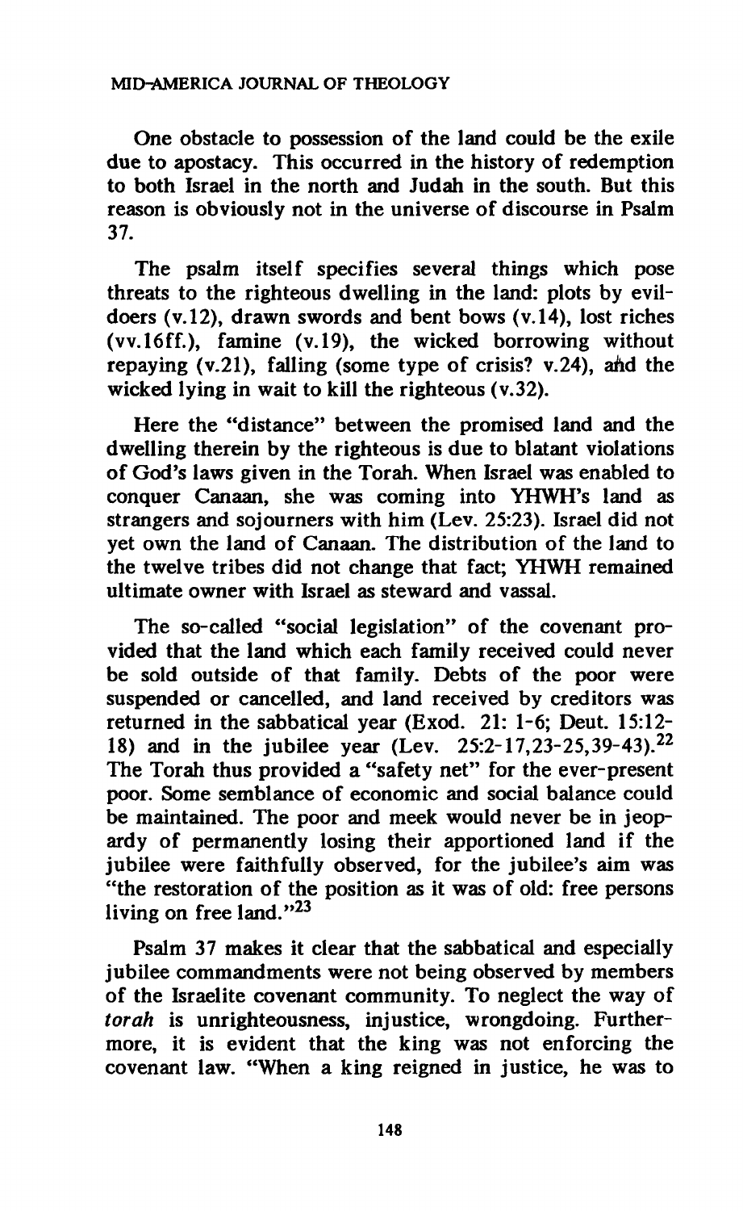One obstacle to possession of the land could be the exile due to apostacy. This occurred in the history of redemption to both Israel in the north and Judah in the south. But this reason is obviously not in the universe of discourse in Psalm 37.

The psalm itself specifies several things which pose threats to the righteous dwelling in the land: plots by evildoers (v.12), drawn swords and bent bows (v.14), lost riches (vv.16ff.), famine (v.19), the wicked borrowing without repaying (v.21), falling (some type of crisis? v.24), and the wicked lying in wait to kill the righteous (v.32).

Here the "distance" between the promised land and the dwelling therein by the righteous is due to blatant violations of God's laws given in the Torah. When Israel was enabled to conquer Canaan, she was coming into YHWH's land as strangers and sojourners with him (Lev. 25:23). Israel did not yet own the land of Canaan. The distribution of the land to the twelve tribes did not change that fact; YHWH remained ultimate owner with Israel as steward and vassal.

The so-called "social legislation" of the covenant provided that the land which each family received could never be sold outside of that family. Debts of the poor were suspended or cancelled, and land received by creditors was returned in the sabbatical year (Exod. 21: 1-6; Deut. 15:12-18) and in the jubilee year (Lev. 25:2-17,23-25,39-43).[22] The Torah thus provided a "safety net" for the ever-present poor. Some semblance of economic and social balance could be maintained. The poor and meek would never be in jeopardy of permanently losing their apportioned land if the jubilee were faithfully observed, for the jubilee's aim was "the restoration of the position as it was of old: free persons living on free land."[23]

Psalm 37 makes it clear that the sabbatical and especially jubilee commandments were not being observed by members of the Israelite covenant community. To neglect the way of *torah* is unrighteousness, injustice, wrongdoing. Furthermore, it is evident that the king was not enforcing the covenant law. "When a king reigned in justice, he was to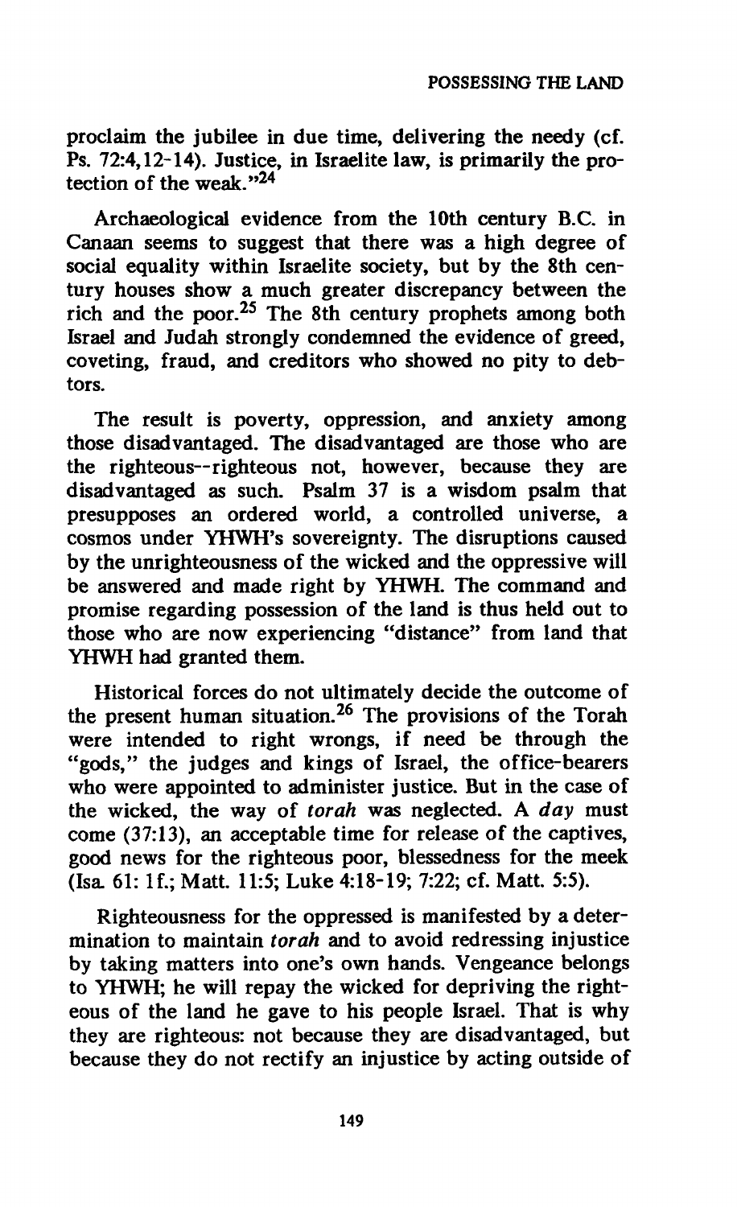proclaim the jubilee in due time, delivering the needy (cf. Ps. 72:4,12-14). Justice, in Israelite law, is primarily the protection of the weak."[24]

Archaeological evidence from the 10th century B.C. in Canaan seems to suggest that there was a high degree of social equality within Israelite society, but by the 8th century houses show a much greater discrepancy between the rich and the poor.[25] The 8th century prophets among both Israel and Judah strongly condemned the evidence of greed, coveting, fraud, and creditors who showed no pity to debtors.

The result is poverty, oppression, and anxiety among those disadvantaged. The disadvantaged are those who are the righteous--righteous not, however, because they are disadvantaged as such. Psalm 37 is a wisdom psalm that presupposes an ordered world, a controlled universe, a cosmos under YHWH's sovereignty. The disruptions caused by the unrighteousness of the wicked and the oppressive will be answered and made right by YHWH. The command and promise regarding possession of the land is thus held out to those who are now experiencing "distance" from land that YHWH had granted them.

Historical forces do not ultimately decide the outcome of the present human situation.[26] The provisions of the Torah were intended to right wrongs, if need be through the "gods," the judges and kings of Israel, the office-bearers who were appointed to administer justice. But in the case of the wicked, the way of *torah* was neglected. A *day* must come (37:13), an acceptable time for release of the captives, good news for the righteous poor, blessedness for the meek (Isa. 61: 1f.; Matt. 11:5; Luke 4:18-19; 7:22; cf. Matt. 5:5).

Righteousness for the oppressed is manifested by a determination to maintain *torah* and to avoid redressing injustice by taking matters into one's own hands. Vengeance belongs to YHWH; he will repay the wicked for depriving the righteous of the land he gave to his people Israel. That is why they are righteous: not because they are disadvantaged, but because they do not rectify an injustice by acting outside of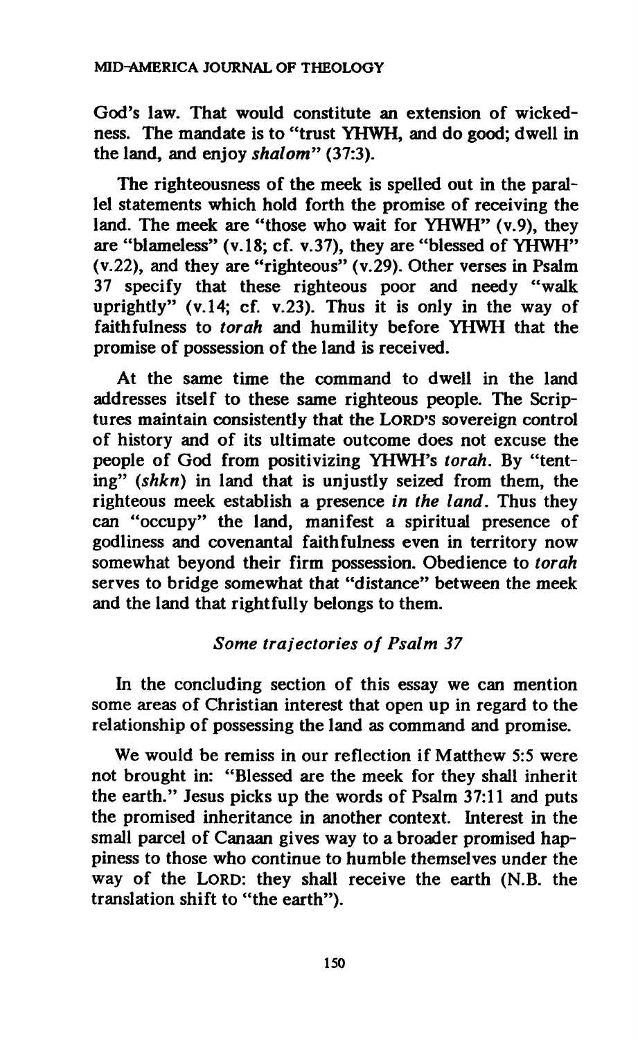God's law. That would constitute an extension of wickedness. The mandate is to "trust YHWH, and do good; dwell in the land, and enjoy *shalom*" (37:3).

The righteousness of the meek is spelled out in the parallel statements which hold forth the promise of receiving the land. The meek are "those who wait for YHWH" (v.9), they are "blameless" (v.18; cf. v.37), they are "blessed of YHWH" (v.22), and they are "righteous" (v.29). Other verses in Psalm 37 specify that these righteous poor and needy "walk uprightly" (v.14; cf. v.23). Thus it is only in the way of faithfulness to *torah* and humility before YHWH that the promise of possession of the land is received.

At the same time the command to dwell in the land addresses itself to these same righteous people. The Scriptures maintain consistently that the LORD'S sovereign control of history and of its ultimate outcome does not excuse the people of God from positivizing YHWH's *torah*. By "tenting" (*shkn*) in land that is unjustly seized from them, the righteous meek establish a presence *in the land*. Thus they can "occupy" the land, manifest a spiritual presence of godliness and covenantal faithfulness even in territory now somewhat beyond their firm possession. Obedience to *torah* serves to bridge somewhat that "distance" between the meek and the land that rightfully belongs to them.

### *Some trajectories of Psalm 37*

In the concluding section of this essay we can mention some areas of Christian interest that open up in regard to the relationship of possessing the land as command and promise.

We would be remiss in our reflection if Matthew 5:5 were not brought in: "Blessed are the meek for they shall inherit the earth." Jesus picks up the words of Psalm 37:11 and puts the promised inheritance in another context. Interest in the small parcel of Canaan gives way to a broader promised happiness to those who continue to humble themselves under the way of the LORD: they shall receive the earth (N.B. the translation shift to "the earth").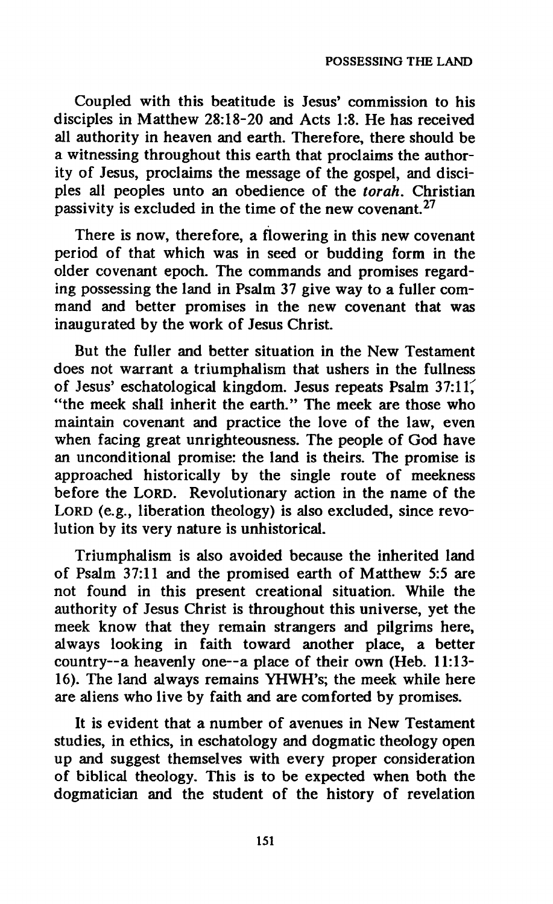Coupled with this beatitude is Jesus' commission to his disciples in Matthew 28:18-20 and Acts 1:8. He has received all authority in heaven and earth. Therefore, there should be a witnessing throughout this earth that proclaims the authority of Jesus, proclaims the message of the gospel, and disciples all peoples unto an obedience of the *torah*. Christian passivity is excluded in the time of the new covenant.[27]

There is now, therefore, a flowering in this new covenant period of that which was in seed or budding form in the older covenant epoch. The commands and promises regarding possessing the land in Psalm 37 give way to a fuller command and better promises in the new covenant that was inaugurated by the work of Jesus Christ.

But the fuller and better situation in the New Testament does not warrant a triumphalism that ushers in the fullness of Jesus' eschatological kingdom. Jesus repeats Psalm 37:11, "the meek shall inherit the earth." The meek are those who maintain covenant and practice the love of the law, even when facing great unrighteousness. The people of God have an unconditional promise: the land is theirs. The promise is approached historically by the single route of meekness before the LORD. Revolutionary action in the name of the LORD (e.g., liberation theology) is also excluded, since revolution by its very nature is unhistorical.

Triumphalism is also avoided because the inherited land of Psalm 37:11 and the promised earth of Matthew 5:5 are not found in this present creational situation. While the authority of Jesus Christ is throughout this universe, yet the meek know that they remain strangers and pilgrims here, always looking in faith toward another place, a better country--a heavenly one--a place of their own (Heb. 11:13-16). The land always remains YHWH's; the meek while here are aliens who live by faith and are comforted by promises.

It is evident that a number of avenues in New Testament studies, in ethics, in eschatology and dogmatic theology open up and suggest themselves with every proper consideration of biblical theology. This is to be expected when both the dogmatician and the student of the history of revelation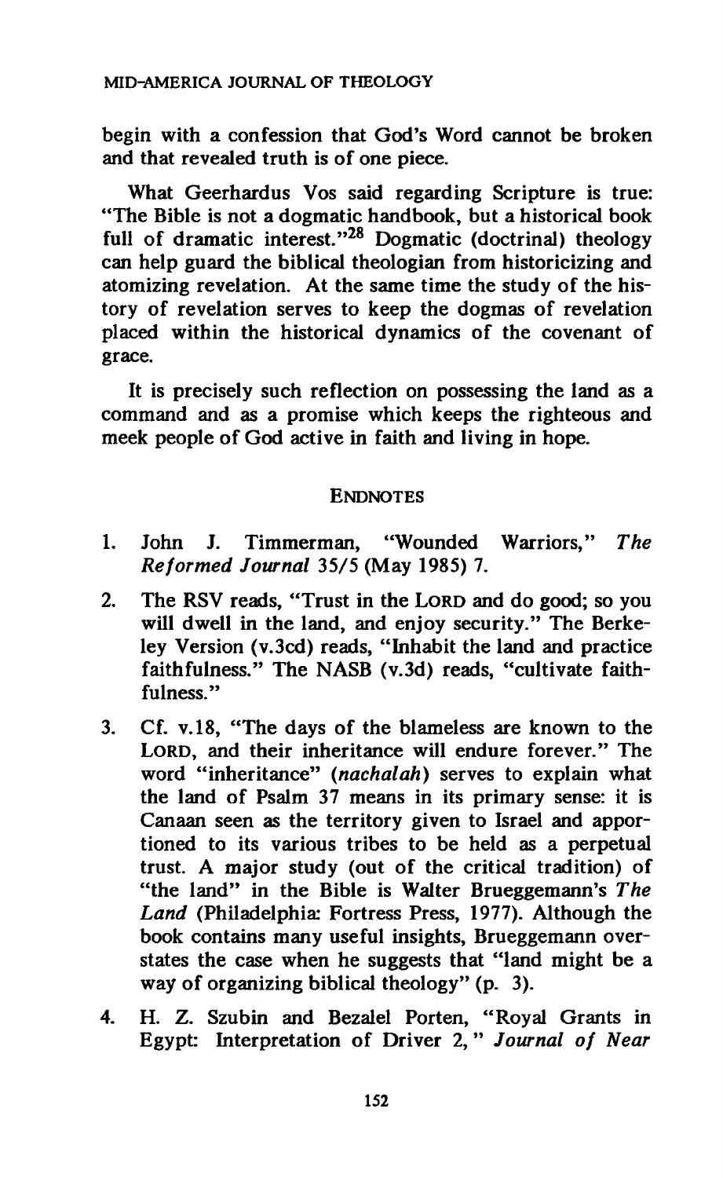begin with a confession that God's Word cannot be broken and that revealed truth is of one piece.

What Geerhardus Vos said regarding Scripture is true: "The Bible is not a dogmatic handbook, but a historical book full of dramatic interest."[28] Dogmatic (doctrinal) theology can help guard the biblical theologian from historicizing and atomizing revelation. At the same time the study of the history of revelation serves to keep the dogmas of revelation placed within the historical dynamics of the covenant of grace.

It is precisely such reflection on possessing the land as a command and as a promise which keeps the righteous and meek people of God active in faith and living in hope.

## ENDNOTES

1. John J. Timmerman, "Wounded Warriors," *The Reformed Journal* 35/5 (May 1985) 7.
2. The RSV reads, "Trust in the LORD and do good; so you will dwell in the land, and enjoy security." The Berkeley Version (v.3cd) reads, "Inhabit the land and practice faithfulness." The NASB (v.3d) reads, "cultivate faithfulness."
3. Cf. v.18, "The days of the blameless are known to the LORD, and their inheritance will endure forever." The word "inheritance" (*nachalah*) serves to explain what the land of Psalm 37 means in its primary sense: it is Canaan seen as the territory given to Israel and apportioned to its various tribes to be held as a perpetual trust. A major study (out of the critical tradition) of "the land" in the Bible is Walter Brueggemann's *The Land* (Philadelphia: Fortress Press, 1977). Although the book contains many useful insights, Brueggemann overstates the case when he suggests that "land might be a way of organizing biblical theology" (p. 3).
4. H. Z. Szubin and Bezalel Porten, "Royal Grants in Egypt: Interpretation of Driver 2," *Journal of Near*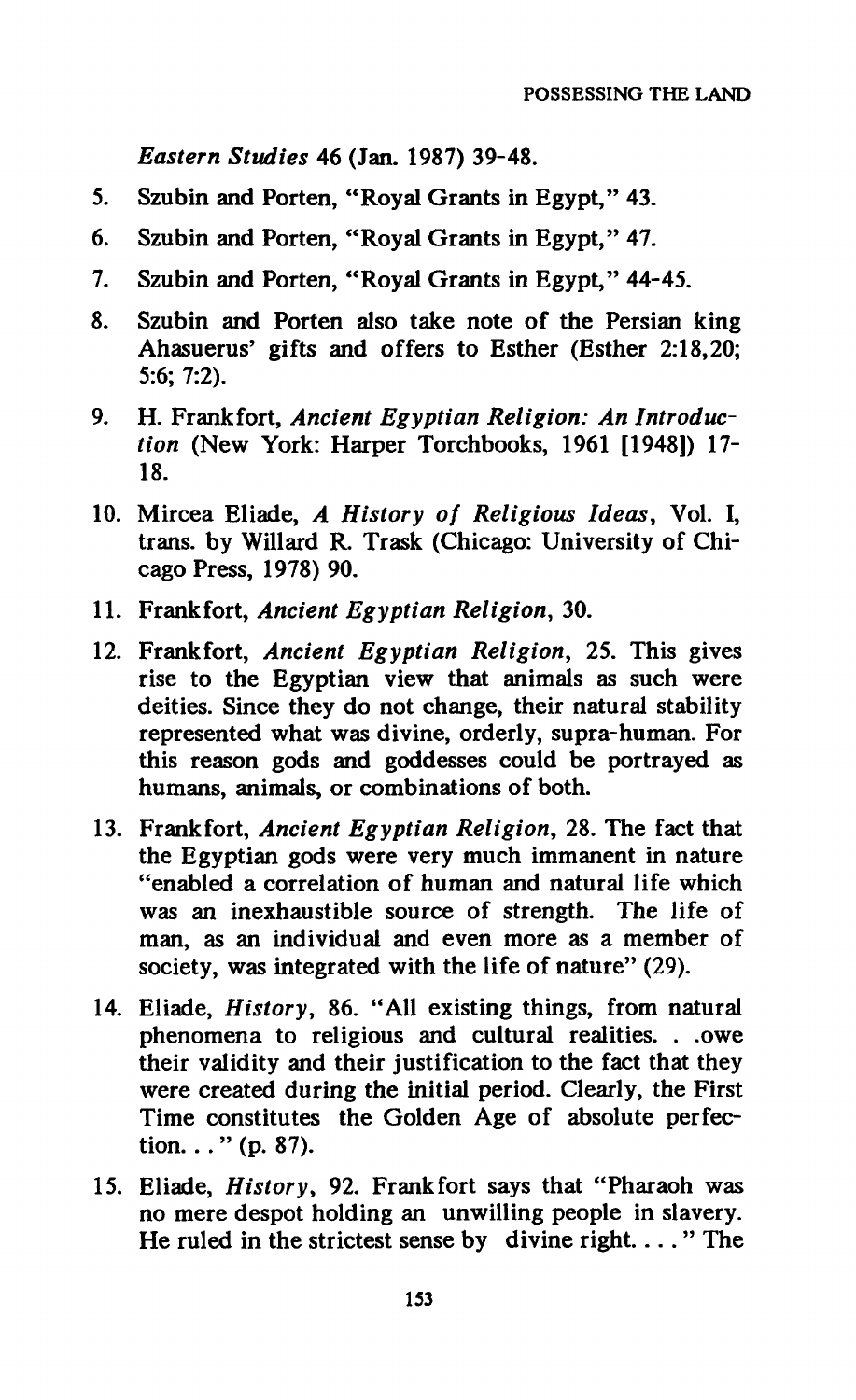*Eastern Studies* 46 (Jan. 1987) 39-48.

5. Szubin and Porten, "Royal Grants in Egypt," 43.
6. Szubin and Porten, "Royal Grants in Egypt," 47.
7. Szubin and Porten, "Royal Grants in Egypt," 44-45.
8. Szubin and Porten also take note of the Persian king Ahasuerus' gifts and offers to Esther (Esther 2:18,20; 5:6; 7:2).
9. H. Frankfort, *Ancient Egyptian Religion: An Introduction* (New York: Harper Torchbooks, 1961 [1948]) 17-18.
10. Mircea Eliade, *A History of Religious Ideas*, Vol. I, trans. by Willard R. Trask (Chicago: University of Chicago Press, 1978) 90.
11. Frankfort, *Ancient Egyptian Religion*, 30.
12. Frankfort, *Ancient Egyptian Religion*, 25. This gives rise to the Egyptian view that animals as such were deities. Since they do not change, their natural stability represented what was divine, orderly, supra-human. For this reason gods and goddesses could be portrayed as humans, animals, or combinations of both.
13. Frankfort, *Ancient Egyptian Religion*, 28. The fact that the Egyptian gods were very much immanent in nature "enabled a correlation of human and natural life which was an inexhaustible source of strength. The life of man, as an individual and even more as a member of society, was integrated with the life of nature" (29).
14. Eliade, *History*, 86. "All existing things, from natural phenomena to religious and cultural realities. . .owe their validity and their justification to the fact that they were created during the initial period. Clearly, the First Time constitutes the Golden Age of absolute perfection. . ." (p. 87).
15. Eliade, *History*, 92. Frankfort says that "Pharaoh was no mere despot holding an unwilling people in slavery. He ruled in the strictest sense by divine right. . . ." The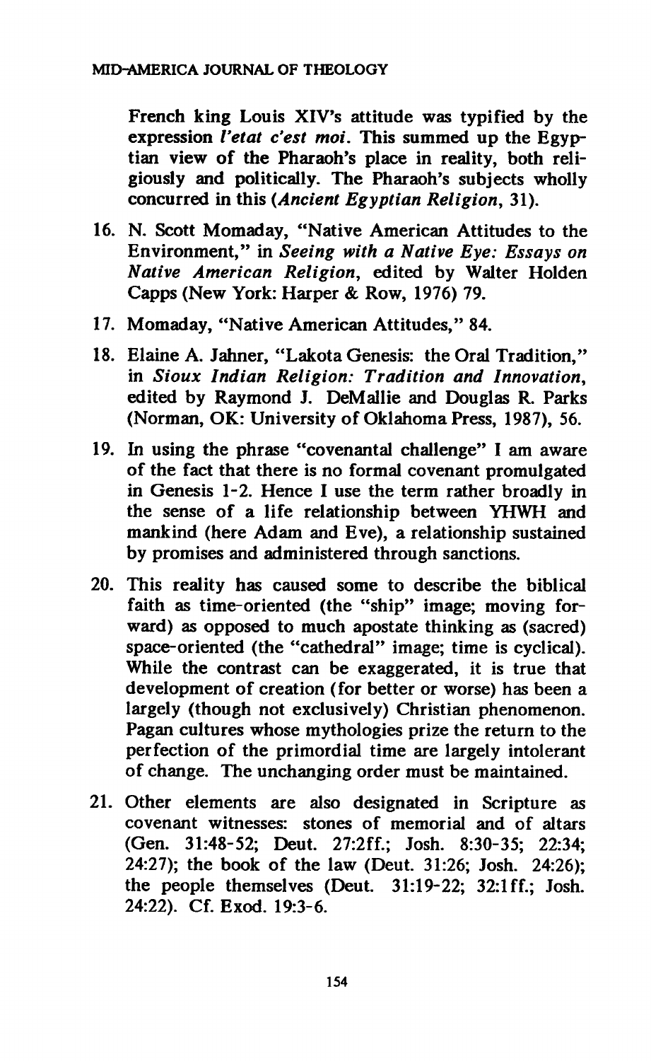French king Louis XIV's attitude was typified by the expression *l'etat c'est moi*. This summed up the Egyptian view of the Pharaoh's place in reality, both religiously and politically. The Pharaoh's subjects wholly concurred in this (*Ancient Egyptian Religion*, 31).

16. N. Scott Momaday, "Native American Attitudes to the Environment," in *Seeing with a Native Eye: Essays on Native American Religion*, edited by Walter Holden Capps (New York: Harper & Row, 1976) 79.

17. Momaday, "Native American Attitudes," 84.

18. Elaine A. Jahner, "Lakota Genesis: the Oral Tradition," in *Sioux Indian Religion: Tradition and Innovation*, edited by Raymond J. DeMallie and Douglas R. Parks (Norman, OK: University of Oklahoma Press, 1987), 56.

19. In using the phrase "covenantal challenge" I am aware of the fact that there is no formal covenant promulgated in Genesis 1-2. Hence I use the term rather broadly in the sense of a life relationship between YHWH and mankind (here Adam and Eve), a relationship sustained by promises and administered through sanctions.

20. This reality has caused some to describe the biblical faith as time-oriented (the "ship" image; moving forward) as opposed to much apostate thinking as (sacred) space-oriented (the "cathedral" image; time is cyclical). While the contrast can be exaggerated, it is true that development of creation (for better or worse) has been a largely (though not exclusively) Christian phenomenon. Pagan cultures whose mythologies prize the return to the perfection of the primordial time are largely intolerant of change. The unchanging order must be maintained.

21. Other elements are also designated in Scripture as covenant witnesses: stones of memorial and of altars (Gen. 31:48-52; Deut. 27:2ff.; Josh. 8:30-35; 22:34; 24:27); the book of the law (Deut. 31:26; Josh. 24:26); the people themselves (Deut. 31:19-22; 32:1ff.; Josh. 24:22). Cf. Exod. 19:3-6.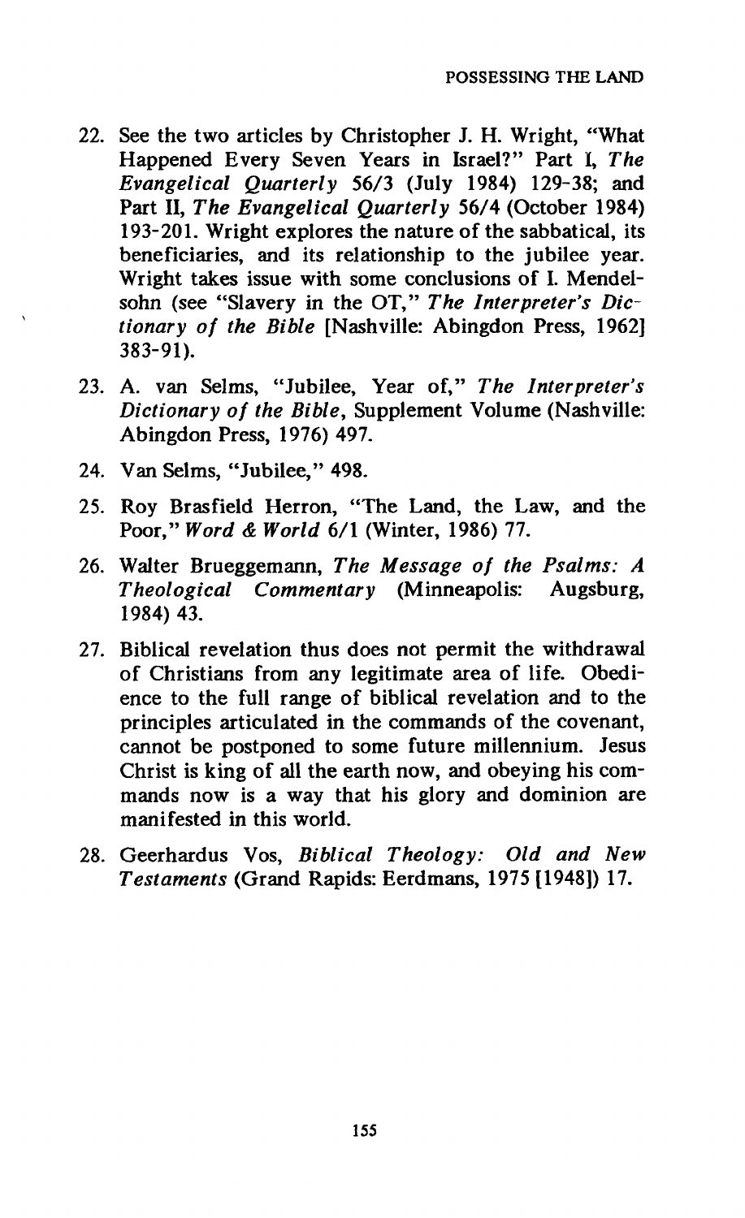22. See the two articles by Christopher J. H. Wright, "What Happened Every Seven Years in Israel?" Part I, *The Evangelical Quarterly* 56/3 (July 1984) 129-38; and Part II, *The Evangelical Quarterly* 56/4 (October 1984) 193-201. Wright explores the nature of the sabbatical, its beneficiaries, and its relationship to the jubilee year. Wright takes issue with some conclusions of I. Mendelsohn (see "Slavery in the OT," *The Interpreter's Dictionary of the Bible* [Nashville: Abingdon Press, 1962] 383-91).

23. A. van Selms, "Jubilee, Year of," *The Interpreter's Dictionary of the Bible*, Supplement Volume (Nashville: Abingdon Press, 1976) 497.

24. Van Selms, "Jubilee," 498.

25. Roy Brasfield Herron, "The Land, the Law, and the Poor," *Word & World* 6/1 (Winter, 1986) 77.

26. Walter Brueggemann, *The Message of the Psalms: A Theological Commentary* (Minneapolis: Augsburg, 1984) 43.

27. Biblical revelation thus does not permit the withdrawal of Christians from any legitimate area of life. Obedience to the full range of biblical revelation and to the principles articulated in the commands of the covenant, cannot be postponed to some future millennium. Jesus Christ is king of all the earth now, and obeying his commands now is a way that his glory and dominion are manifested in this world.

28. Geerhardus Vos, *Biblical Theology: Old and New Testaments* (Grand Rapids: Eerdmans, 1975 [1948]) 17.